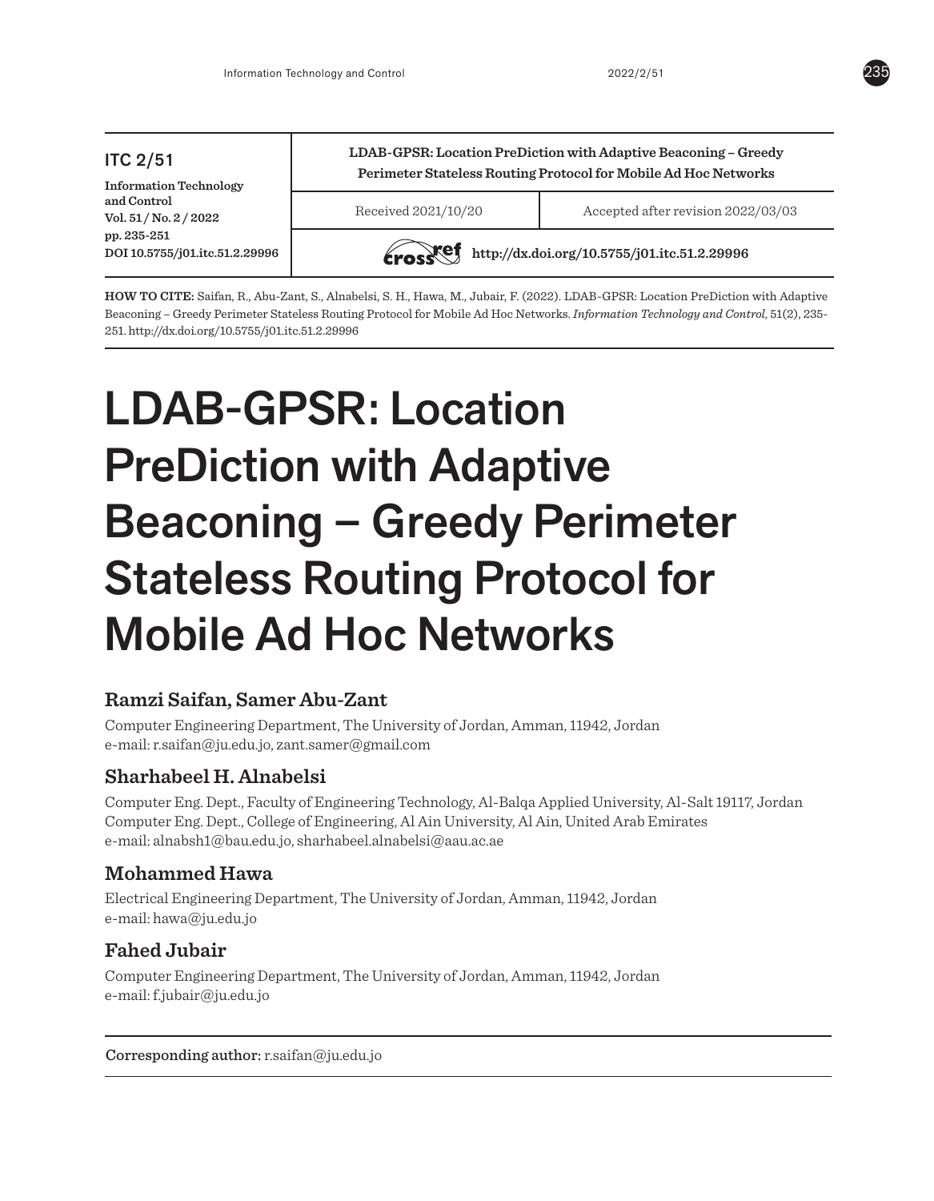**ITC 2/51**

**Information Technology and Control**
**Vol. 51 / No. 2 / 2022**
**pp. 235-251**
**DOI 10.5755/j01.itc.51.2.29996**

**LDAB-GPSR: Location PreDiction with Adaptive Beaconing – Greedy Perimeter Stateless Routing Protocol for Mobile Ad Hoc Networks**

| Received 2021/10/20 | Accepted after revision 2022/03/03 |
|---|---|

**http://dx.doi.org/10.5755/j01.itc.51.2.29996**

**HOW TO CITE:** Saifan, R., Abu-Zant, S., Alnabelsi, S. H., Hawa, M., Jubair, F. (2022). LDAB-GPSR: Location PreDiction with Adaptive Beaconing – Greedy Perimeter Stateless Routing Protocol for Mobile Ad Hoc Networks. *Information Technology and Control,* 51(2), 235-251. http://dx.doi.org/10.5755/j01.itc.51.2.29996

# LDAB-GPSR: Location PreDiction with Adaptive Beaconing – Greedy Perimeter Stateless Routing Protocol for Mobile Ad Hoc Networks

### Ramzi Saifan, Samer Abu-Zant

Computer Engineering Department, The University of Jordan, Amman, 11942, Jordan
e-mail: r.saifan@ju.edu.jo, zant.samer@gmail.com

### Sharhabeel H. Alnabelsi

Computer Eng. Dept., Faculty of Engineering Technology, Al-Balqa Applied University, Al-Salt 19117, Jordan
Computer Eng. Dept., College of Engineering, Al Ain University, Al Ain, United Arab Emirates
e-mail: alnabsh1@bau.edu.jo, sharhabeel.alnabelsi@aau.ac.ae

### Mohammed Hawa

Electrical Engineering Department, The University of Jordan, Amman, 11942, Jordan
e-mail: hawa@ju.edu.jo

### Fahed Jubair

Computer Engineering Department, The University of Jordan, Amman, 11942, Jordan
e-mail: f.jubair@ju.edu.jo

**Corresponding author:** r.saifan@ju.edu.jo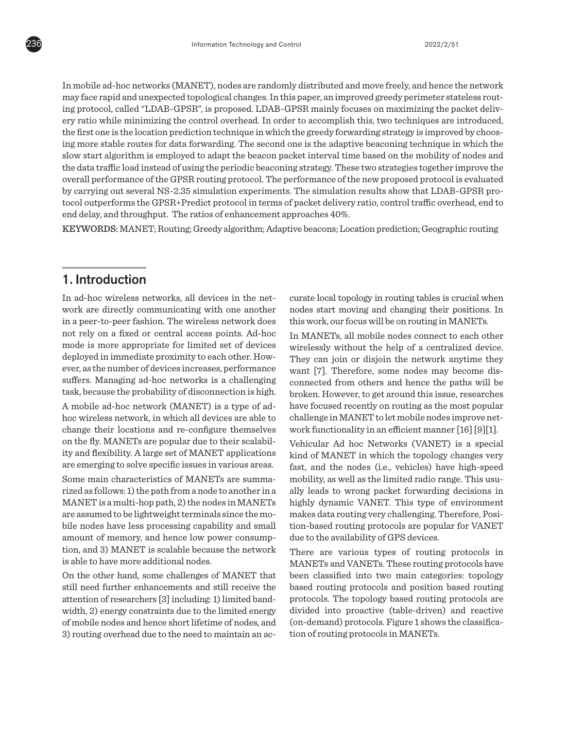In mobile ad-hoc networks (MANET), nodes are randomly distributed and move freely, and hence the network may face rapid and unexpected topological changes. In this paper, an improved greedy perimeter stateless routing protocol, called "LDAB-GPSR", is proposed. LDAB-GPSR mainly focuses on maximizing the packet delivery ratio while minimizing the control overhead. In order to accomplish this, two techniques are introduced, the first one is the location prediction technique in which the greedy forwarding strategy is improved by choosing more stable routes for data forwarding. The second one is the adaptive beaconing technique in which the slow start algorithm is employed to adapt the beacon packet interval time based on the mobility of nodes and the data traffic load instead of using the periodic beaconing strategy. These two strategies together improve the overall performance of the GPSR routing protocol. The performance of the new proposed protocol is evaluated by carrying out several NS-2.35 simulation experiments. The simulation results show that LDAB-GPSR protocol outperforms the GPSR+Predict protocol in terms of packet delivery ratio, control traffic overhead, end to end delay, and throughput. The ratios of enhancement approaches 40%.

**KEYWORDS:** MANET; Routing; Greedy algorithm; Adaptive beacons; Location prediction; Geographic routing

## 1. Introduction

In ad-hoc wireless networks, all devices in the network are directly communicating with one another in a peer-to-peer fashion. The wireless network does not rely on a fixed or central access points. Ad-hoc mode is more appropriate for limited set of devices deployed in immediate proximity to each other. However, as the number of devices increases, performance suffers. Managing ad-hoc networks is a challenging task, because the probability of disconnection is high.

A mobile ad-hoc network (MANET) is a type of ad-hoc wireless network, in which all devices are able to change their locations and re-configure themselves on the fly. MANETs are popular due to their scalability and flexibility. A large set of MANET applications are emerging to solve specific issues in various areas.

Some main characteristics of MANETs are summarized as follows: 1) the path from a node to another in a MANET is a multi-hop path, 2) the nodes in MANETs are assumed to be lightweight terminals since the mobile nodes have less processing capability and small amount of memory, and hence low power consumption, and 3) MANET is scalable because the network is able to have more additional nodes.

On the other hand, some challenges of MANET that still need further enhancements and still receive the attention of researchers [3] including: 1) limited bandwidth, 2) energy constraints due to the limited energy of mobile nodes and hence short lifetime of nodes, and 3) routing overhead due to the need to maintain an accurate local topology in routing tables is crucial when nodes start moving and changing their positions. In this work, our focus will be on routing in MANETs.

In MANETs, all mobile nodes connect to each other wirelessly without the help of a centralized device. They can join or disjoin the network anytime they want [7]. Therefore, some nodes may become disconnected from others and hence the paths will be broken. However, to get around this issue, researches have focused recently on routing as the most popular challenge in MANET to let mobile nodes improve network functionality in an efficient manner [16] [9][1].

Vehicular Ad hoc Networks (VANET) is a special kind of MANET in which the topology changes very fast, and the nodes (i.e., vehicles) have high-speed mobility, as well as the limited radio range. This usually leads to wrong packet forwarding decisions in highly dynamic VANET. This type of environment makes data routing very challenging. Therefore, Position-based routing protocols are popular for VANET due to the availability of GPS devices.

There are various types of routing protocols in MANETs and VANETs. These routing protocols have been classified into two main categories: topology based routing protocols and position based routing protocols. The topology based routing protocols are divided into proactive (table-driven) and reactive (on-demand) protocols. Figure 1 shows the classification of routing protocols in MANETs.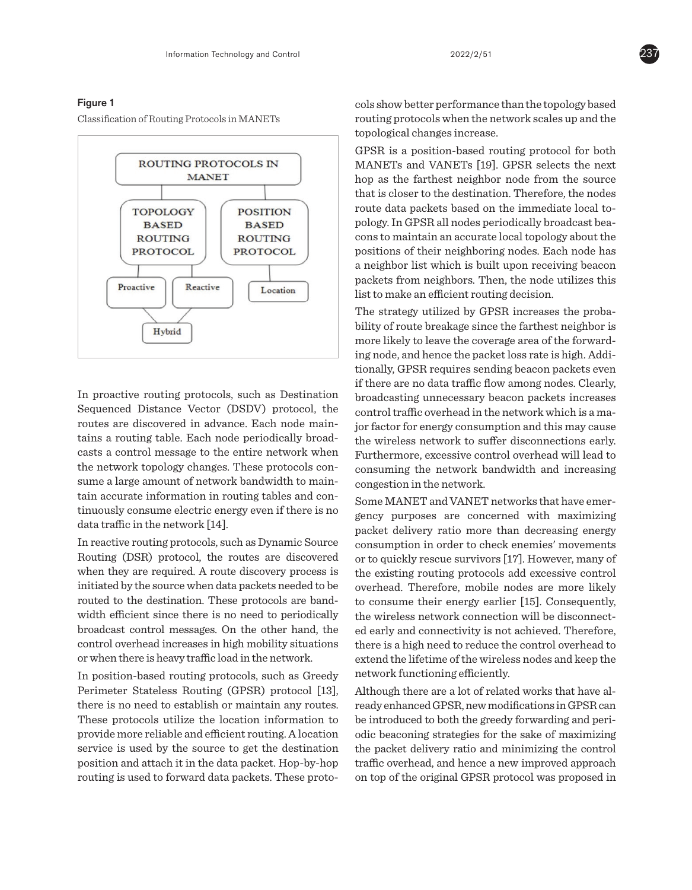**Figure 1**

Classification of Routing Protocols in MANETs

In proactive routing protocols, such as Destination Sequenced Distance Vector (DSDV) protocol, the routes are discovered in advance. Each node maintains a routing table. Each node periodically broadcasts a control message to the entire network when the network topology changes. These protocols consume a large amount of network bandwidth to maintain accurate information in routing tables and continuously consume electric energy even if there is no data traffic in the network [14].

In reactive routing protocols, such as Dynamic Source Routing (DSR) protocol, the routes are discovered when they are required. A route discovery process is initiated by the source when data packets needed to be routed to the destination. These protocols are bandwidth efficient since there is no need to periodically broadcast control messages. On the other hand, the control overhead increases in high mobility situations or when there is heavy traffic load in the network.

In position-based routing protocols, such as Greedy Perimeter Stateless Routing (GPSR) protocol [13], there is no need to establish or maintain any routes. These protocols utilize the location information to provide more reliable and efficient routing. A location service is used by the source to get the destination position and attach it in the data packet. Hop-by-hop routing is used to forward data packets. These protocols show better performance than the topology based routing protocols when the network scales up and the topological changes increase.

GPSR is a position-based routing protocol for both MANETs and VANETs [19]. GPSR selects the next hop as the farthest neighbor node from the source that is closer to the destination. Therefore, the nodes route data packets based on the immediate local topology. In GPSR all nodes periodically broadcast beacons to maintain an accurate local topology about the positions of their neighboring nodes. Each node has a neighbor list which is built upon receiving beacon packets from neighbors. Then, the node utilizes this list to make an efficient routing decision.

The strategy utilized by GPSR increases the probability of route breakage since the farthest neighbor is more likely to leave the coverage area of the forwarding node, and hence the packet loss rate is high. Additionally, GPSR requires sending beacon packets even if there are no data traffic flow among nodes. Clearly, broadcasting unnecessary beacon packets increases control traffic overhead in the network which is a major factor for energy consumption and this may cause the wireless network to suffer disconnections early. Furthermore, excessive control overhead will lead to consuming the network bandwidth and increasing congestion in the network.

Some MANET and VANET networks that have emergency purposes are concerned with maximizing packet delivery ratio more than decreasing energy consumption in order to check enemies' movements or to quickly rescue survivors [17]. However, many of the existing routing protocols add excessive control overhead. Therefore, mobile nodes are more likely to consume their energy earlier [15]. Consequently, the wireless network connection will be disconnected early and connectivity is not achieved. Therefore, there is a high need to reduce the control overhead to extend the lifetime of the wireless nodes and keep the network functioning efficiently.

Although there are a lot of related works that have already enhanced GPSR, new modifications in GPSR can be introduced to both the greedy forwarding and periodic beaconing strategies for the sake of maximizing the packet delivery ratio and minimizing the control traffic overhead, and hence a new improved approach on top of the original GPSR protocol was proposed in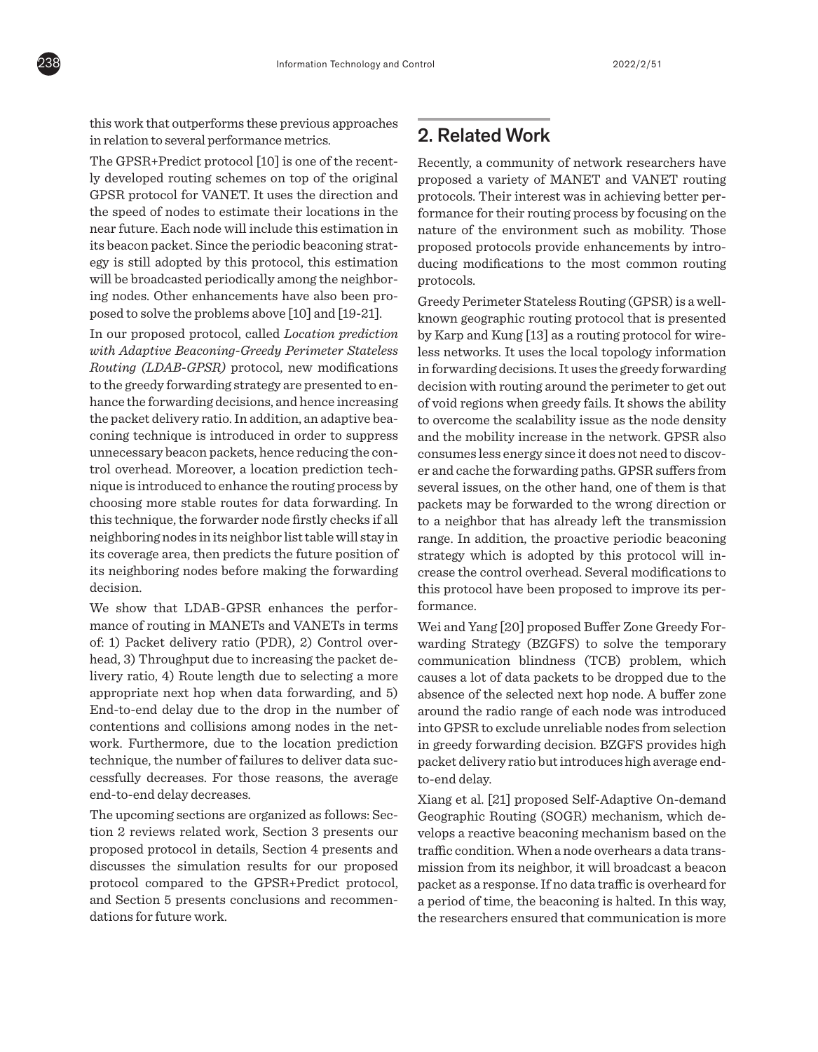this work that outperforms these previous approaches in relation to several performance metrics.

The GPSR+Predict protocol [10] is one of the recently developed routing schemes on top of the original GPSR protocol for VANET. It uses the direction and the speed of nodes to estimate their locations in the near future. Each node will include this estimation in its beacon packet. Since the periodic beaconing strategy is still adopted by this protocol, this estimation will be broadcasted periodically among the neighboring nodes. Other enhancements have also been proposed to solve the problems above [10] and [19-21].

In our proposed protocol, called *Location prediction with Adaptive Beaconing-Greedy Perimeter Stateless Routing (LDAB-GPSR)* protocol, new modifications to the greedy forwarding strategy are presented to enhance the forwarding decisions, and hence increasing the packet delivery ratio. In addition, an adaptive beaconing technique is introduced in order to suppress unnecessary beacon packets, hence reducing the control overhead. Moreover, a location prediction technique is introduced to enhance the routing process by choosing more stable routes for data forwarding. In this technique, the forwarder node firstly checks if all neighboring nodes in its neighbor list table will stay in its coverage area, then predicts the future position of its neighboring nodes before making the forwarding decision.

We show that LDAB-GPSR enhances the performance of routing in MANETs and VANETs in terms of: 1) Packet delivery ratio (PDR), 2) Control overhead, 3) Throughput due to increasing the packet delivery ratio, 4) Route length due to selecting a more appropriate next hop when data forwarding, and 5) End-to-end delay due to the drop in the number of contentions and collisions among nodes in the network. Furthermore, due to the location prediction technique, the number of failures to deliver data successfully decreases. For those reasons, the average end-to-end delay decreases.

The upcoming sections are organized as follows: Section 2 reviews related work, Section 3 presents our proposed protocol in details, Section 4 presents and discusses the simulation results for our proposed protocol compared to the GPSR+Predict protocol, and Section 5 presents conclusions and recommendations for future work.

## 2. Related Work

Recently, a community of network researchers have proposed a variety of MANET and VANET routing protocols. Their interest was in achieving better performance for their routing process by focusing on the nature of the environment such as mobility. Those proposed protocols provide enhancements by introducing modifications to the most common routing protocols.

Greedy Perimeter Stateless Routing (GPSR) is a well-known geographic routing protocol that is presented by Karp and Kung [13] as a routing protocol for wireless networks. It uses the local topology information in forwarding decisions. It uses the greedy forwarding decision with routing around the perimeter to get out of void regions when greedy fails. It shows the ability to overcome the scalability issue as the node density and the mobility increase in the network. GPSR also consumes less energy since it does not need to discover and cache the forwarding paths. GPSR suffers from several issues, on the other hand, one of them is that packets may be forwarded to the wrong direction or to a neighbor that has already left the transmission range. In addition, the proactive periodic beaconing strategy which is adopted by this protocol will increase the control overhead. Several modifications to this protocol have been proposed to improve its performance.

Wei and Yang [20] proposed Buffer Zone Greedy Forwarding Strategy (BZGFS) to solve the temporary communication blindness (TCB) problem, which causes a lot of data packets to be dropped due to the absence of the selected next hop node. A buffer zone around the radio range of each node was introduced into GPSR to exclude unreliable nodes from selection in greedy forwarding decision. BZGFS provides high packet delivery ratio but introduces high average end-to-end delay.

Xiang et al. [21] proposed Self-Adaptive On-demand Geographic Routing (SOGR) mechanism, which develops a reactive beaconing mechanism based on the traffic condition. When a node overhears a data transmission from its neighbor, it will broadcast a beacon packet as a response. If no data traffic is overheard for a period of time, the beaconing is halted. In this way, the researchers ensured that communication is more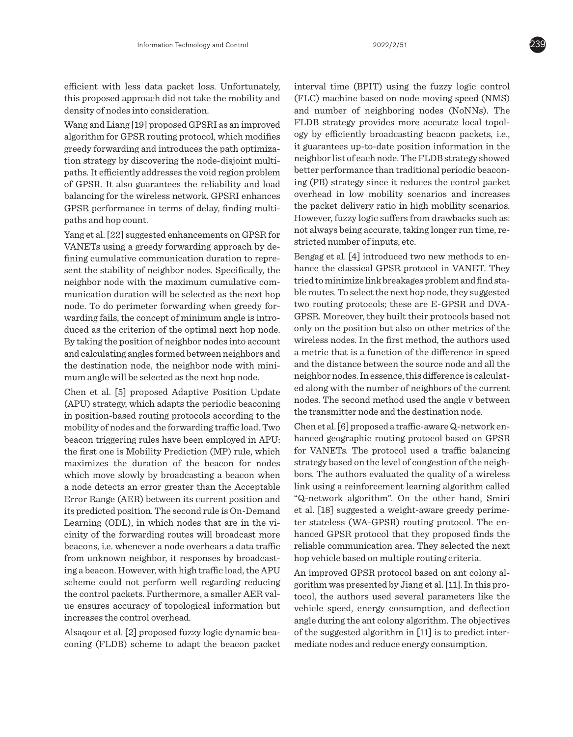efficient with less data packet loss. Unfortunately, this proposed approach did not take the mobility and density of nodes into consideration.

Wang and Liang [19] proposed GPSRI as an improved algorithm for GPSR routing protocol, which modifies greedy forwarding and introduces the path optimization strategy by discovering the node-disjoint multipaths. It efficiently addresses the void region problem of GPSR. It also guarantees the reliability and load balancing for the wireless network. GPSRI enhances GPSR performance in terms of delay, finding multipaths and hop count.

Yang et al. [22] suggested enhancements on GPSR for VANETs using a greedy forwarding approach by defining cumulative communication duration to represent the stability of neighbor nodes. Specifically, the neighbor node with the maximum cumulative communication duration will be selected as the next hop node. To do perimeter forwarding when greedy forwarding fails, the concept of minimum angle is introduced as the criterion of the optimal next hop node. By taking the position of neighbor nodes into account and calculating angles formed between neighbors and the destination node, the neighbor node with minimum angle will be selected as the next hop node.

Chen et al. [5] proposed Adaptive Position Update (APU) strategy, which adapts the periodic beaconing in position-based routing protocols according to the mobility of nodes and the forwarding traffic load. Two beacon triggering rules have been employed in APU: the first one is Mobility Prediction (MP) rule, which maximizes the duration of the beacon for nodes which move slowly by broadcasting a beacon when a node detects an error greater than the Acceptable Error Range (AER) between its current position and its predicted position. The second rule is On-Demand Learning (ODL), in which nodes that are in the vicinity of the forwarding routes will broadcast more beacons, i.e. whenever a node overhears a data traffic from unknown neighbor, it responses by broadcasting a beacon. However, with high traffic load, the APU scheme could not perform well regarding reducing the control packets. Furthermore, a smaller AER value ensures accuracy of topological information but increases the control overhead.

Alsaqour et al. [2] proposed fuzzy logic dynamic beaconing (FLDB) scheme to adapt the beacon packet interval time (BPIT) using the fuzzy logic control (FLC) machine based on node moving speed (NMS) and number of neighboring nodes (NoNNs). The FLDB strategy provides more accurate local topology by efficiently broadcasting beacon packets, i.e., it guarantees up-to-date position information in the neighbor list of each node. The FLDB strategy showed better performance than traditional periodic beaconing (PB) strategy since it reduces the control packet overhead in low mobility scenarios and increases the packet delivery ratio in high mobility scenarios. However, fuzzy logic suffers from drawbacks such as: not always being accurate, taking longer run time, restricted number of inputs, etc.

Bengag et al. [4] introduced two new methods to enhance the classical GPSR protocol in VANET. They tried to minimize link breakages problem and find stable routes. To select the next hop node, they suggested two routing protocols; these are E-GPSR and DVA-GPSR. Moreover, they built their protocols based not only on the position but also on other metrics of the wireless nodes. In the first method, the authors used a metric that is a function of the difference in speed and the distance between the source node and all the neighbor nodes. In essence, this difference is calculated along with the number of neighbors of the current nodes. The second method used the angle v between the transmitter node and the destination node.

Chen et al. [6] proposed a traffic-aware Q-network enhanced geographic routing protocol based on GPSR for VANETs. The protocol used a traffic balancing strategy based on the level of congestion of the neighbors. The authors evaluated the quality of a wireless link using a reinforcement learning algorithm called "Q-network algorithm". On the other hand, Smiri et al. [18] suggested a weight-aware greedy perimeter stateless (WA-GPSR) routing protocol. The enhanced GPSR protocol that they proposed finds the reliable communication area. They selected the next hop vehicle based on multiple routing criteria.

An improved GPSR protocol based on ant colony algorithm was presented by Jiang et al. [11]. In this protocol, the authors used several parameters like the vehicle speed, energy consumption, and deflection angle during the ant colony algorithm. The objectives of the suggested algorithm in [11] is to predict intermediate nodes and reduce energy consumption.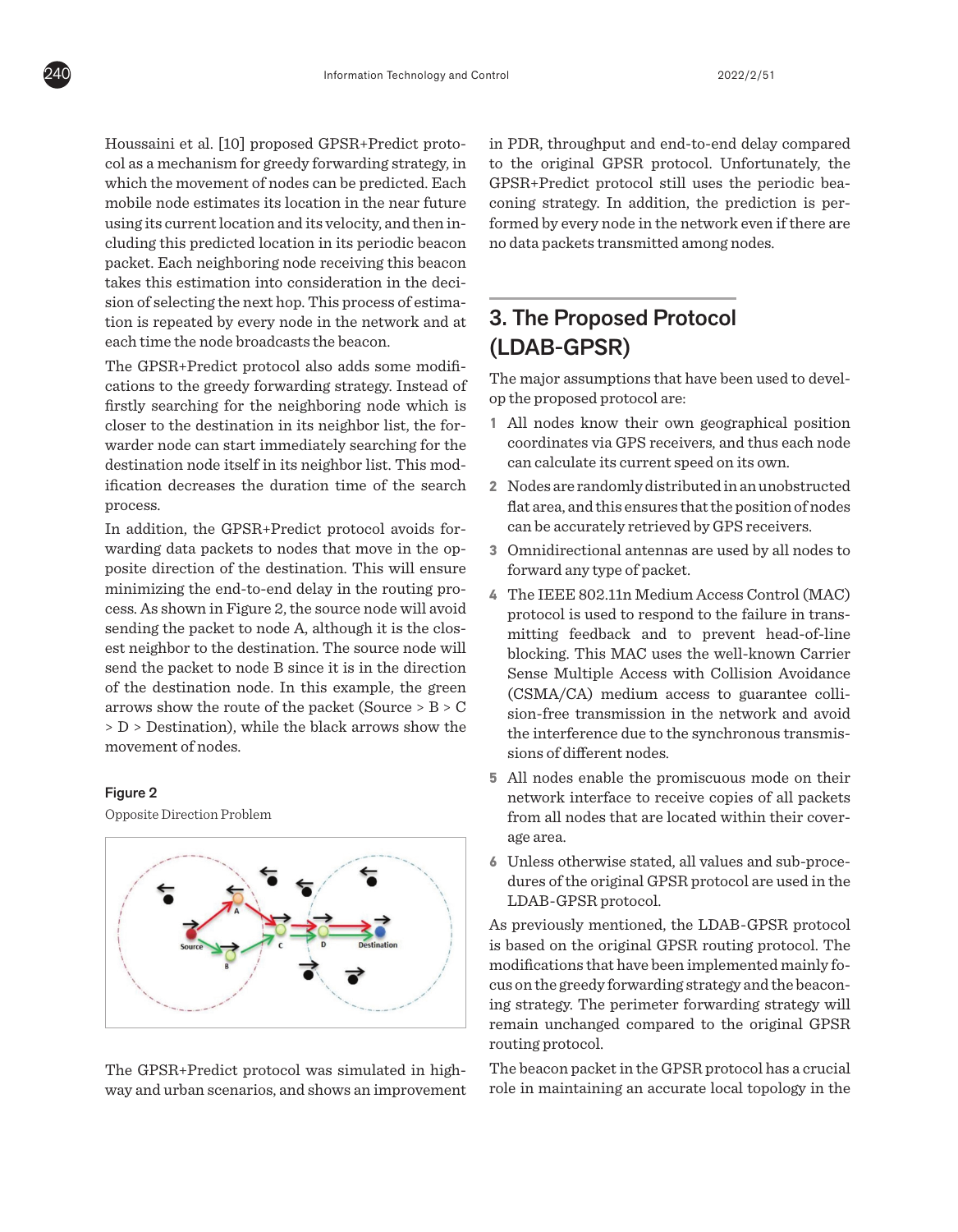Houssaini et al. [10] proposed GPSR+Predict protocol as a mechanism for greedy forwarding strategy, in which the movement of nodes can be predicted. Each mobile node estimates its location in the near future using its current location and its velocity, and then including this predicted location in its periodic beacon packet. Each neighboring node receiving this beacon takes this estimation into consideration in the decision of selecting the next hop. This process of estimation is repeated by every node in the network and at each time the node broadcasts the beacon.

The GPSR+Predict protocol also adds some modifications to the greedy forwarding strategy. Instead of firstly searching for the neighboring node which is closer to the destination in its neighbor list, the forwarder node can start immediately searching for the destination node itself in its neighbor list. This modification decreases the duration time of the search process.

In addition, the GPSR+Predict protocol avoids forwarding data packets to nodes that move in the opposite direction of the destination. This will ensure minimizing the end-to-end delay in the routing process. As shown in Figure 2, the source node will avoid sending the packet to node A, although it is the closest neighbor to the destination. The source node will send the packet to node B since it is in the direction of the destination node. In this example, the green arrows show the route of the packet (Source > B > C > D > Destination), while the black arrows show the movement of nodes.

**Figure 2**

Opposite Direction Problem

The GPSR+Predict protocol was simulated in highway and urban scenarios, and shows an improvement in PDR, throughput and end-to-end delay compared to the original GPSR protocol. Unfortunately, the GPSR+Predict protocol still uses the periodic beaconing strategy. In addition, the prediction is performed by every node in the network even if there are no data packets transmitted among nodes.

## 3. The Proposed Protocol (LDAB-GPSR)

The major assumptions that have been used to develop the proposed protocol are:

1. All nodes know their own geographical position coordinates via GPS receivers, and thus each node can calculate its current speed on its own.
2. Nodes are randomly distributed in an unobstructed flat area, and this ensures that the position of nodes can be accurately retrieved by GPS receivers.
3. Omnidirectional antennas are used by all nodes to forward any type of packet.
4. The IEEE 802.11n Medium Access Control (MAC) protocol is used to respond to the failure in transmitting feedback and to prevent head-of-line blocking. This MAC uses the well-known Carrier Sense Multiple Access with Collision Avoidance (CSMA/CA) medium access to guarantee collision-free transmission in the network and avoid the interference due to the synchronous transmissions of different nodes.
5. All nodes enable the promiscuous mode on their network interface to receive copies of all packets from all nodes that are located within their coverage area.
6. Unless otherwise stated, all values and sub-procedures of the original GPSR protocol are used in the LDAB-GPSR protocol.

As previously mentioned, the LDAB-GPSR protocol is based on the original GPSR routing protocol. The modifications that have been implemented mainly focus on the greedy forwarding strategy and the beaconing strategy. The perimeter forwarding strategy will remain unchanged compared to the original GPSR routing protocol.

The beacon packet in the GPSR protocol has a crucial role in maintaining an accurate local topology in the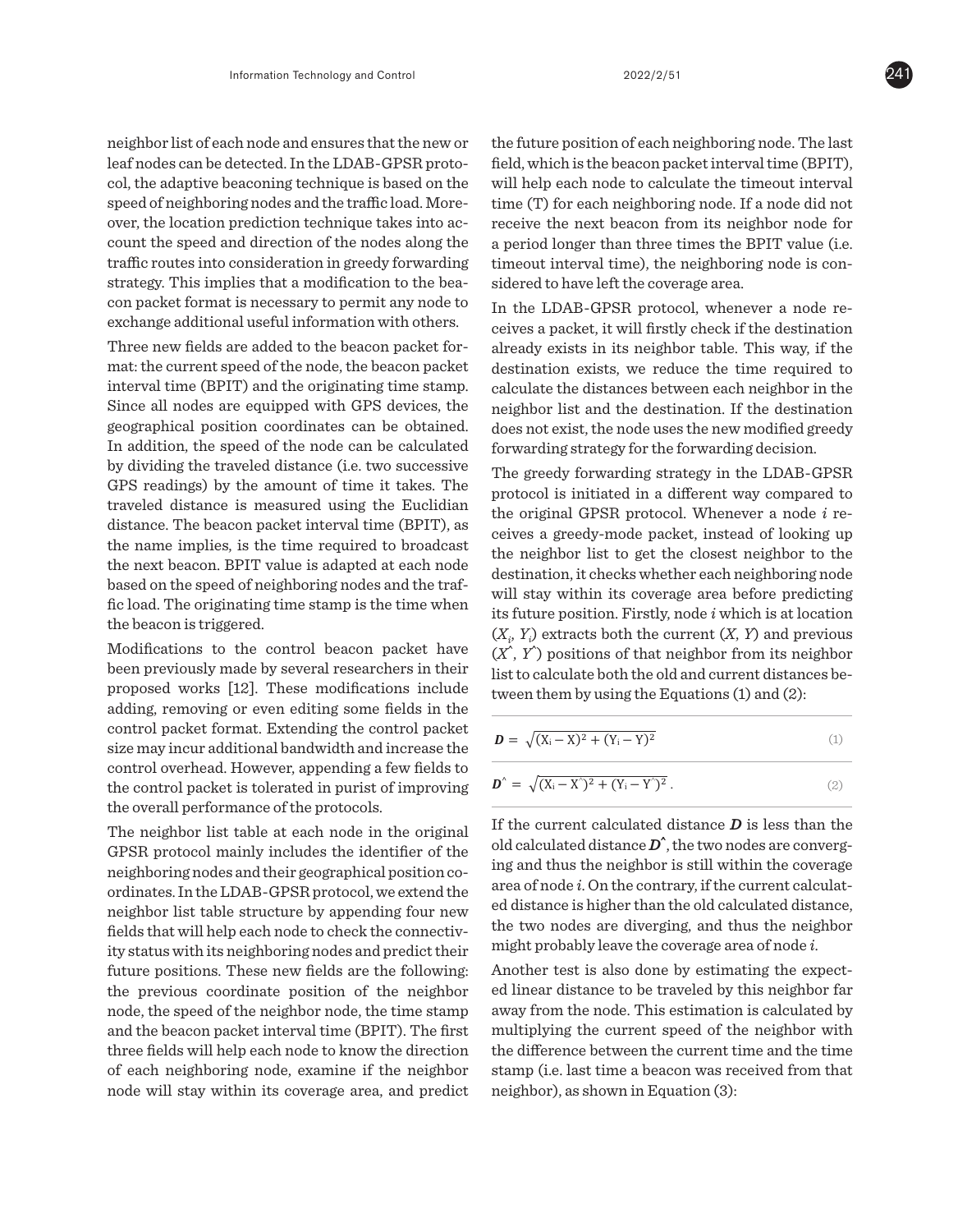neighbor list of each node and ensures that the new or leaf nodes can be detected. In the LDAB-GPSR protocol, the adaptive beaconing technique is based on the speed of neighboring nodes and the traffic load. Moreover, the location prediction technique takes into account the speed and direction of the nodes along the traffic routes into consideration in greedy forwarding strategy. This implies that a modification to the beacon packet format is necessary to permit any node to exchange additional useful information with others.

Three new fields are added to the beacon packet format: the current speed of the node, the beacon packet interval time (BPIT) and the originating time stamp. Since all nodes are equipped with GPS devices, the geographical position coordinates can be obtained. In addition, the speed of the node can be calculated by dividing the traveled distance (i.e. two successive GPS readings) by the amount of time it takes. The traveled distance is measured using the Euclidian distance. The beacon packet interval time (BPIT), as the name implies, is the time required to broadcast the next beacon. BPIT value is adapted at each node based on the speed of neighboring nodes and the traffic load. The originating time stamp is the time when the beacon is triggered.

Modifications to the control beacon packet have been previously made by several researchers in their proposed works [12]. These modifications include adding, removing or even editing some fields in the control packet format. Extending the control packet size may incur additional bandwidth and increase the control overhead. However, appending a few fields to the control packet is tolerated in purist of improving the overall performance of the protocols.

The neighbor list table at each node in the original GPSR protocol mainly includes the identifier of the neighboring nodes and their geographical position coordinates. In the LDAB-GPSR protocol, we extend the neighbor list table structure by appending four new fields that will help each node to check the connectivity status with its neighboring nodes and predict their future positions. These new fields are the following: the previous coordinate position of the neighbor node, the speed of the neighbor node, the time stamp and the beacon packet interval time (BPIT). The first three fields will help each node to know the direction of each neighboring node, examine if the neighbor node will stay within its coverage area, and predict the future position of each neighboring node. The last field, which is the beacon packet interval time (BPIT), will help each node to calculate the timeout interval time (T) for each neighboring node. If a node did not receive the next beacon from its neighbor node for a period longer than three times the BPIT value (i.e. timeout interval time), the neighboring node is considered to have left the coverage area.

In the LDAB-GPSR protocol, whenever a node receives a packet, it will firstly check if the destination already exists in its neighbor table. This way, if the destination exists, we reduce the time required to calculate the distances between each neighbor in the neighbor list and the destination. If the destination does not exist, the node uses the new modified greedy forwarding strategy for the forwarding decision.

The greedy forwarding strategy in the LDAB-GPSR protocol is initiated in a different way compared to the original GPSR protocol. Whenever a node $i$ receives a greedy-mode packet, instead of looking up the neighbor list to get the closest neighbor to the destination, it checks whether each neighboring node will stay within its coverage area before predicting its future position. Firstly, node $i$ which is at location $(X_i, Y_i)$ extracts both the current $(X, Y)$ and previous $(X^{\wedge}, Y^{\wedge})$ positions of that neighbor from its neighbor list to calculate both the old and current distances between them by using the Equations (1) and (2):

$$\boldsymbol{D} = \sqrt{(X_i - X)^2 + (Y_i - Y)^2} \tag{1}$$

$$\boldsymbol{D}^{\wedge} = \sqrt{(X_i - X^{\wedge})^2 + (Y_i - Y^{\wedge})^2}\,. \tag{2}$$

If the current calculated distance $\boldsymbol{D}$ is less than the old calculated distance $\boldsymbol{D}^{\wedge}$, the two nodes are converging and thus the neighbor is still within the coverage area of node $i$. On the contrary, if the current calculated distance is higher than the old calculated distance, the two nodes are diverging, and thus the neighbor might probably leave the coverage area of node $i$.

Another test is also done by estimating the expected linear distance to be traveled by this neighbor far away from the node. This estimation is calculated by multiplying the current speed of the neighbor with the difference between the current time and the time stamp (i.e. last time a beacon was received from that neighbor), as shown in Equation (3):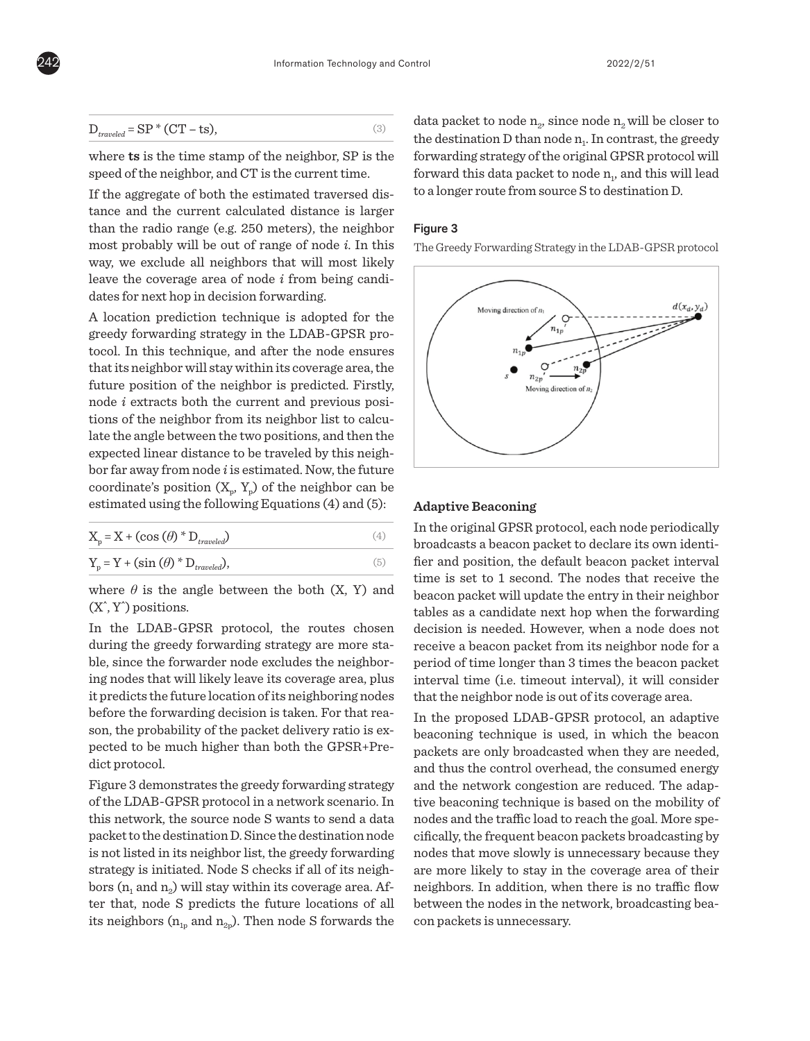$$D_{traveled} = SP * (CT - ts), \quad (3)$$

where **ts** is the time stamp of the neighbor, SP is the speed of the neighbor, and CT is the current time.

If the aggregate of both the estimated traversed distance and the current calculated distance is larger than the radio range (e.g. 250 meters), the neighbor most probably will be out of range of node *i*. In this way, we exclude all neighbors that will most likely leave the coverage area of node *i* from being candidates for next hop in decision forwarding.

A location prediction technique is adopted for the greedy forwarding strategy in the LDAB-GPSR protocol. In this technique, and after the node ensures that its neighbor will stay within its coverage area, the future position of the neighbor is predicted. Firstly, node *i* extracts both the current and previous positions of the neighbor from its neighbor list to calculate the angle between the two positions, and then the expected linear distance to be traveled by this neighbor far away from node *i* is estimated. Now, the future coordinate's position ($X_p$, $Y_p$) of the neighbor can be estimated using the following Equations (4) and (5):

$$X_p = X + (\cos(\theta) * D_{traveled}) \quad (4)$$

$$Y_p = Y + (\sin(\theta) * D_{traveled}), \quad (5)$$

where $\theta$ is the angle between the both (X, Y) and ($X^{\hat{}}$, $Y^{\hat{}}$) positions.

In the LDAB-GPSR protocol, the routes chosen during the greedy forwarding strategy are more stable, since the forwarder node excludes the neighboring nodes that will likely leave its coverage area, plus it predicts the future location of its neighboring nodes before the forwarding decision is taken. For that reason, the probability of the packet delivery ratio is expected to be much higher than both the GPSR+Predict protocol.

Figure 3 demonstrates the greedy forwarding strategy of the LDAB-GPSR protocol in a network scenario. In this network, the source node S wants to send a data packet to the destination D. Since the destination node is not listed in its neighbor list, the greedy forwarding strategy is initiated. Node S checks if all of its neighbors ($n_1$ and $n_2$) will stay within its coverage area. After that, node S predicts the future locations of all its neighbors ($n_{1p}$ and $n_{2p}$). Then node S forwards the data packet to node $n_2$, since node $n_2$ will be closer to the destination D than node $n_1$. In contrast, the greedy forwarding strategy of the original GPSR protocol will forward this data packet to node $n_1$, and this will lead to a longer route from source S to destination D.

**Figure 3**

The Greedy Forwarding Strategy in the LDAB-GPSR protocol

### Adaptive Beaconing

In the original GPSR protocol, each node periodically broadcasts a beacon packet to declare its own identifier and position, the default beacon packet interval time is set to 1 second. The nodes that receive the beacon packet will update the entry in their neighbor tables as a candidate next hop when the forwarding decision is needed. However, when a node does not receive a beacon packet from its neighbor node for a period of time longer than 3 times the beacon packet interval time (i.e. timeout interval), it will consider that the neighbor node is out of its coverage area.

In the proposed LDAB-GPSR protocol, an adaptive beaconing technique is used, in which the beacon packets are only broadcasted when they are needed, and thus the control overhead, the consumed energy and the network congestion are reduced. The adaptive beaconing technique is based on the mobility of nodes and the traffic load to reach the goal. More specifically, the frequent beacon packets broadcasting by nodes that move slowly is unnecessary because they are more likely to stay in the coverage area of their neighbors. In addition, when there is no traffic flow between the nodes in the network, broadcasting beacon packets is unnecessary.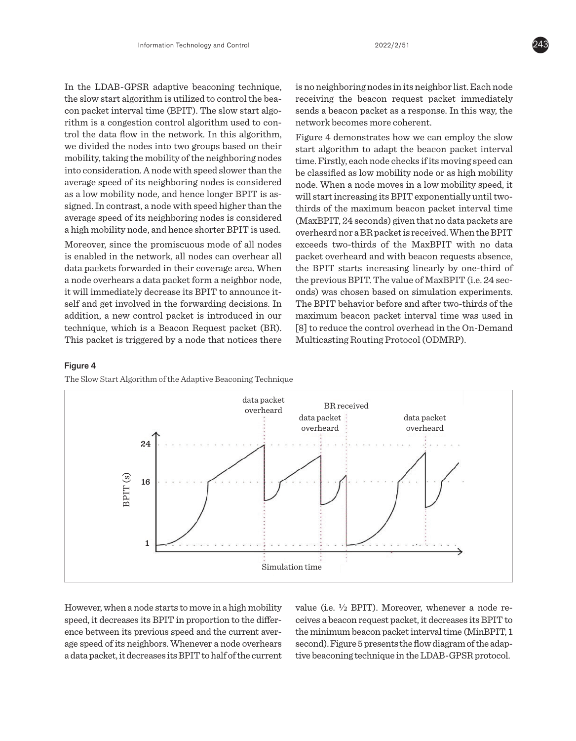In the LDAB-GPSR adaptive beaconing technique, the slow start algorithm is utilized to control the beacon packet interval time (BPIT). The slow start algorithm is a congestion control algorithm used to control the data flow in the network. In this algorithm, we divided the nodes into two groups based on their mobility, taking the mobility of the neighboring nodes into consideration. A node with speed slower than the average speed of its neighboring nodes is considered as a low mobility node, and hence longer BPIT is assigned. In contrast, a node with speed higher than the average speed of its neighboring nodes is considered a high mobility node, and hence shorter BPIT is used.

Moreover, since the promiscuous mode of all nodes is enabled in the network, all nodes can overhear all data packets forwarded in their coverage area. When a node overhears a data packet form a neighbor node, it will immediately decrease its BPIT to announce itself and get involved in the forwarding decisions. In addition, a new control packet is introduced in our technique, which is a Beacon Request packet (BR). This packet is triggered by a node that notices there is no neighboring nodes in its neighbor list. Each node receiving the beacon request packet immediately sends a beacon packet as a response. In this way, the network becomes more coherent.

Figure 4 demonstrates how we can employ the slow start algorithm to adapt the beacon packet interval time. Firstly, each node checks if its moving speed can be classified as low mobility node or as high mobility node. When a node moves in a low mobility speed, it will start increasing its BPIT exponentially until two-thirds of the maximum beacon packet interval time (MaxBPIT, 24 seconds) given that no data packets are overheard nor a BR packet is received. When the BPIT exceeds two-thirds of the MaxBPIT with no data packet overheard and with beacon requests absence, the BPIT starts increasing linearly by one-third of the previous BPIT. The value of MaxBPIT (i.e. 24 seconds) was chosen based on simulation experiments. The BPIT behavior before and after two-thirds of the maximum beacon packet interval time was used in [8] to reduce the control overhead in the On-Demand Multicasting Routing Protocol (ODMRP).

**Figure 4**

The Slow Start Algorithm of the Adaptive Beaconing Technique

However, when a node starts to move in a high mobility speed, it decreases its BPIT in proportion to the difference between its previous speed and the current average speed of its neighbors. Whenever a node overhears a data packet, it decreases its BPIT to half of the current value (i.e. ½ BPIT). Moreover, whenever a node receives a beacon request packet, it decreases its BPIT to the minimum beacon packet interval time (MinBPIT, 1 second). Figure 5 presents the flow diagram of the adaptive beaconing technique in the LDAB-GPSR protocol.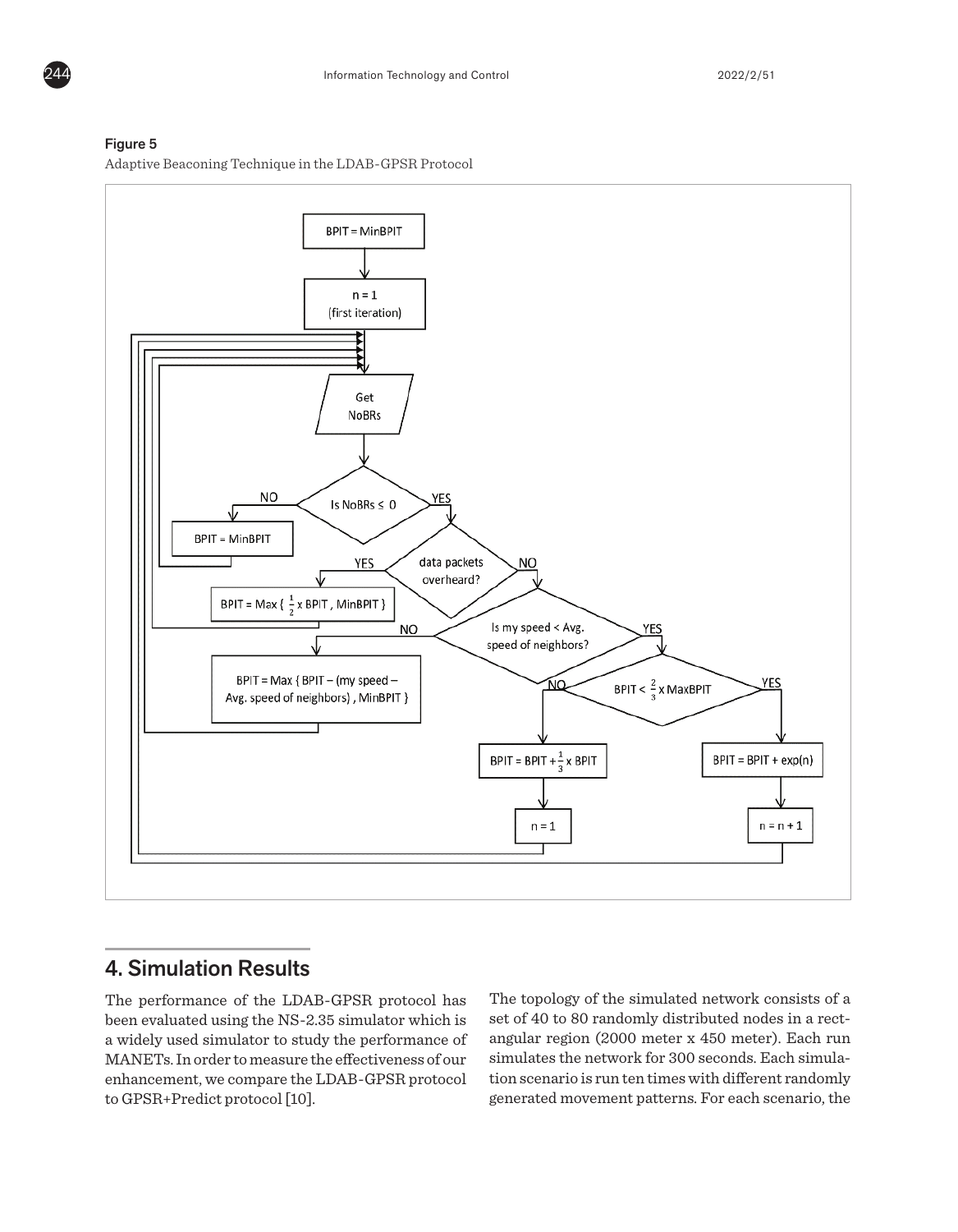**Figure 5**

Adaptive Beaconing Technique in the LDAB-GPSR Protocol

## 4. Simulation Results

The performance of the LDAB-GPSR protocol has been evaluated using the NS-2.35 simulator which is a widely used simulator to study the performance of MANETs. In order to measure the effectiveness of our enhancement, we compare the LDAB-GPSR protocol to GPSR+Predict protocol [10].

The topology of the simulated network consists of a set of 40 to 80 randomly distributed nodes in a rectangular region (2000 meter x 450 meter). Each run simulates the network for 300 seconds. Each simulation scenario is run ten times with different randomly generated movement patterns. For each scenario, the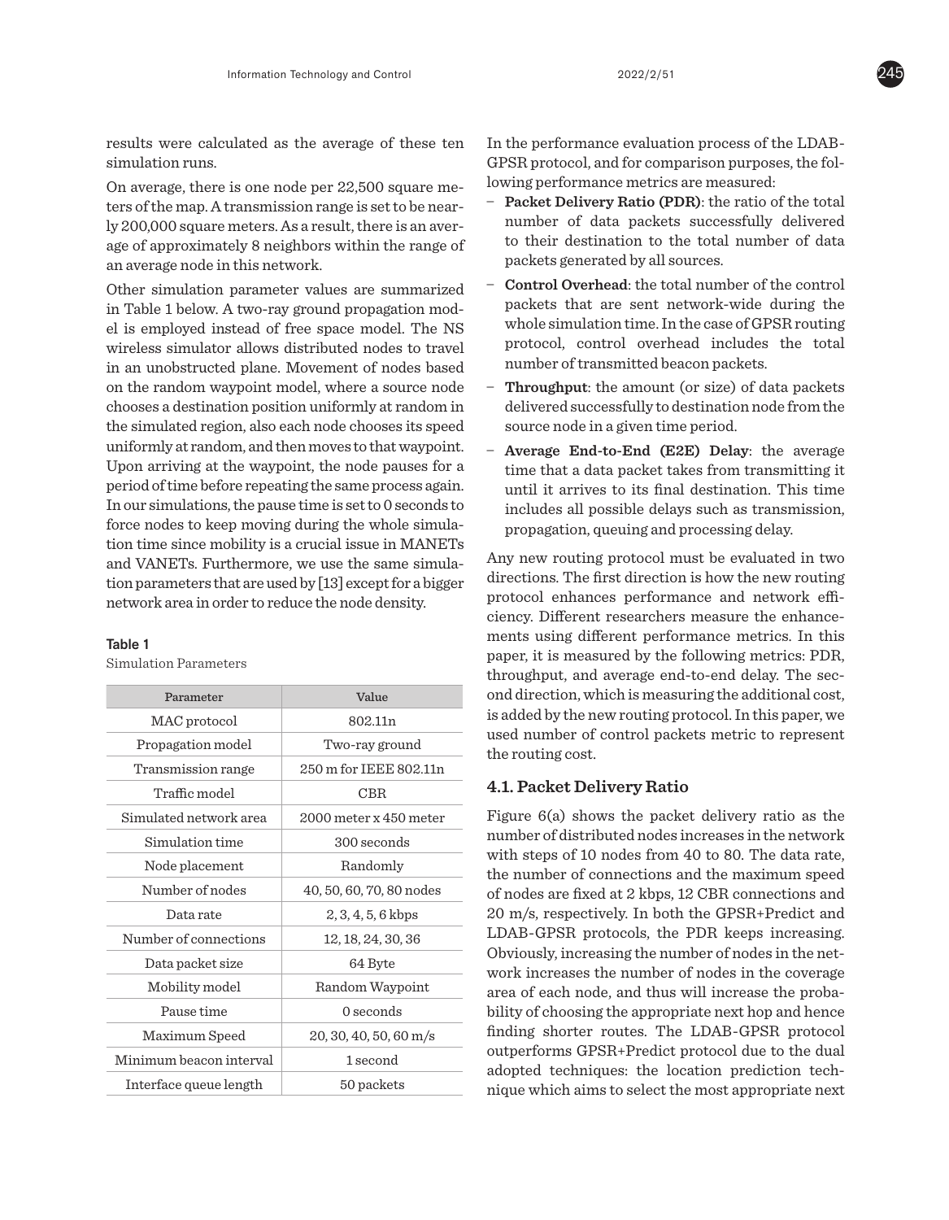results were calculated as the average of these ten simulation runs.

On average, there is one node per 22,500 square meters of the map. A transmission range is set to be nearly 200,000 square meters. As a result, there is an average of approximately 8 neighbors within the range of an average node in this network.

Other simulation parameter values are summarized in Table 1 below. A two-ray ground propagation model is employed instead of free space model. The NS wireless simulator allows distributed nodes to travel in an unobstructed plane. Movement of nodes based on the random waypoint model, where a source node chooses a destination position uniformly at random in the simulated region, also each node chooses its speed uniformly at random, and then moves to that waypoint. Upon arriving at the waypoint, the node pauses for a period of time before repeating the same process again. In our simulations, the pause time is set to 0 seconds to force nodes to keep moving during the whole simulation time since mobility is a crucial issue in MANETs and VANETs. Furthermore, we use the same simulation parameters that are used by [13] except for a bigger network area in order to reduce the node density.

**Table 1**

Simulation Parameters

| Parameter | Value |
| --- | --- |
| MAC protocol | 802.11n |
| Propagation model | Two-ray ground |
| Transmission range | 250 m for IEEE 802.11n |
| Traffic model | CBR |
| Simulated network area | 2000 meter x 450 meter |
| Simulation time | 300 seconds |
| Node placement | Randomly |
| Number of nodes | 40, 50, 60, 70, 80 nodes |
| Data rate | 2, 3, 4, 5, 6 kbps |
| Number of connections | 12, 18, 24, 30, 36 |
| Data packet size | 64 Byte |
| Mobility model | Random Waypoint |
| Pause time | 0 seconds |
| Maximum Speed | 20, 30, 40, 50, 60 m/s |
| Minimum beacon interval | 1 second |
| Interface queue length | 50 packets |

In the performance evaluation process of the LDAB-GPSR protocol, and for comparison purposes, the following performance metrics are measured:

- **Packet Delivery Ratio (PDR)**: the ratio of the total number of data packets successfully delivered to their destination to the total number of data packets generated by all sources.
- **Control Overhead**: the total number of the control packets that are sent network-wide during the whole simulation time. In the case of GPSR routing protocol, control overhead includes the total number of transmitted beacon packets.
- **Throughput**: the amount (or size) of data packets delivered successfully to destination node from the source node in a given time period.
- **Average End-to-End (E2E) Delay**: the average time that a data packet takes from transmitting it until it arrives to its final destination. This time includes all possible delays such as transmission, propagation, queuing and processing delay.

Any new routing protocol must be evaluated in two directions. The first direction is how the new routing protocol enhances performance and network efficiency. Different researchers measure the enhancements using different performance metrics. In this paper, it is measured by the following metrics: PDR, throughput, and average end-to-end delay. The second direction, which is measuring the additional cost, is added by the new routing protocol. In this paper, we used number of control packets metric to represent the routing cost.

### 4.1. Packet Delivery Ratio

Figure 6(a) shows the packet delivery ratio as the number of distributed nodes increases in the network with steps of 10 nodes from 40 to 80. The data rate, the number of connections and the maximum speed of nodes are fixed at 2 kbps, 12 CBR connections and 20 m/s, respectively. In both the GPSR+Predict and LDAB-GPSR protocols, the PDR keeps increasing. Obviously, increasing the number of nodes in the network increases the number of nodes in the coverage area of each node, and thus will increase the probability of choosing the appropriate next hop and hence finding shorter routes. The LDAB-GPSR protocol outperforms GPSR+Predict protocol due to the dual adopted techniques: the location prediction technique which aims to select the most appropriate next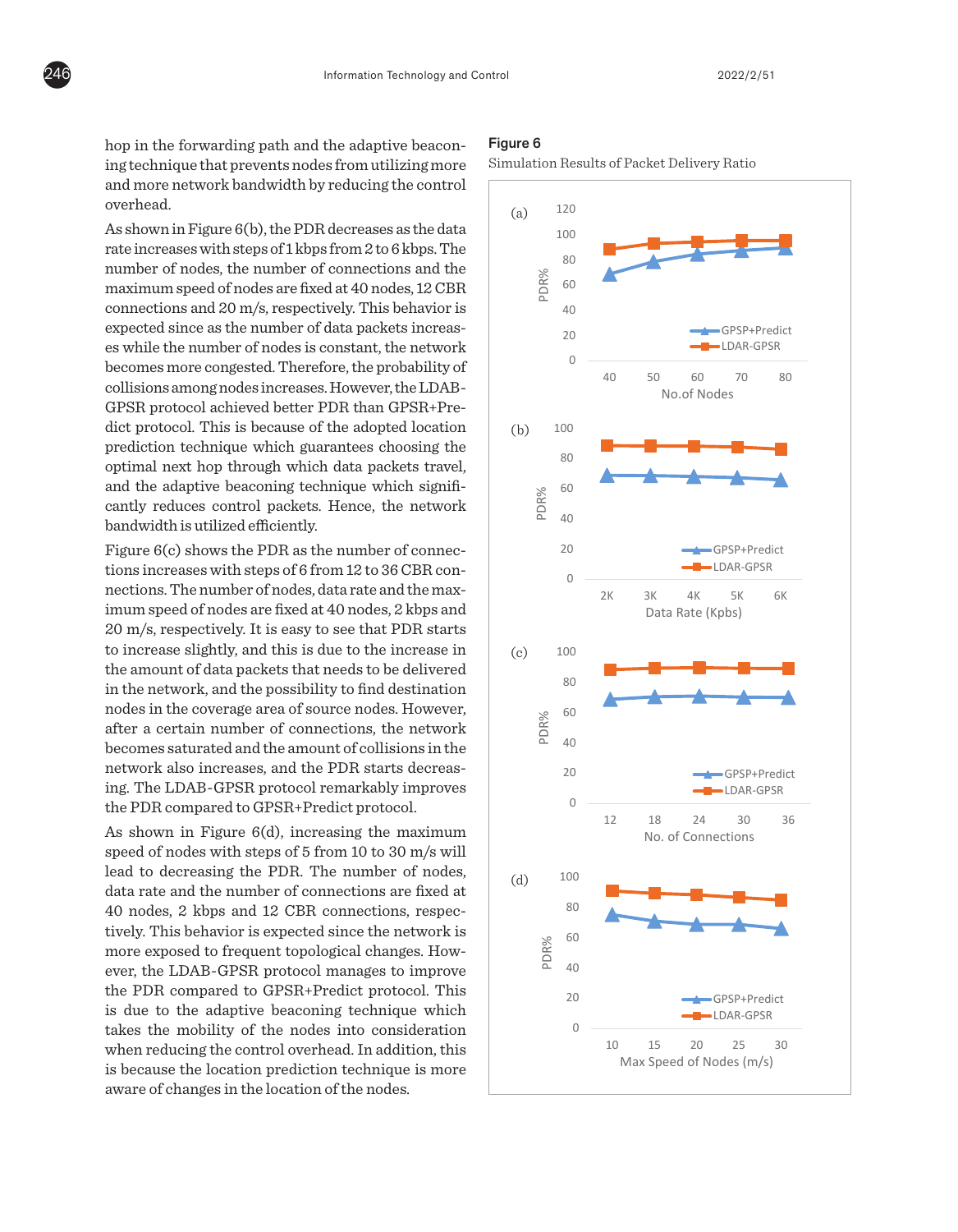hop in the forwarding path and the adaptive beaconing technique that prevents nodes from utilizing more and more network bandwidth by reducing the control overhead.

As shown in Figure 6(b), the PDR decreases as the data rate increases with steps of 1 kbps from 2 to 6 kbps. The number of nodes, the number of connections and the maximum speed of nodes are fixed at 40 nodes, 12 CBR connections and 20 m/s, respectively. This behavior is expected since as the number of data packets increases while the number of nodes is constant, the network becomes more congested. Therefore, the probability of collisions among nodes increases. However, the LDAB-GPSR protocol achieved better PDR than GPSR+Predict protocol. This is because of the adopted location prediction technique which guarantees choosing the optimal next hop through which data packets travel, and the adaptive beaconing technique which significantly reduces control packets. Hence, the network bandwidth is utilized efficiently.

Figure 6(c) shows the PDR as the number of connections increases with steps of 6 from 12 to 36 CBR connections. The number of nodes, data rate and the maximum speed of nodes are fixed at 40 nodes, 2 kbps and 20 m/s, respectively. It is easy to see that PDR starts to increase slightly, and this is due to the increase in the amount of data packets that needs to be delivered in the network, and the possibility to find destination nodes in the coverage area of source nodes. However, after a certain number of connections, the network becomes saturated and the amount of collisions in the network also increases, and the PDR starts decreasing. The LDAB-GPSR protocol remarkably improves the PDR compared to GPSR+Predict protocol.

As shown in Figure 6(d), increasing the maximum speed of nodes with steps of 5 from 10 to 30 m/s will lead to decreasing the PDR. The number of nodes, data rate and the number of connections are fixed at 40 nodes, 2 kbps and 12 CBR connections, respectively. This behavior is expected since the network is more exposed to frequent topological changes. However, the LDAB-GPSR protocol manages to improve the PDR compared to GPSR+Predict protocol. This is due to the adaptive beaconing technique which takes the mobility of the nodes into consideration when reducing the control overhead. In addition, this is because the location prediction technique is more aware of changes in the location of the nodes.

**Figure 6**

Simulation Results of Packet Delivery Ratio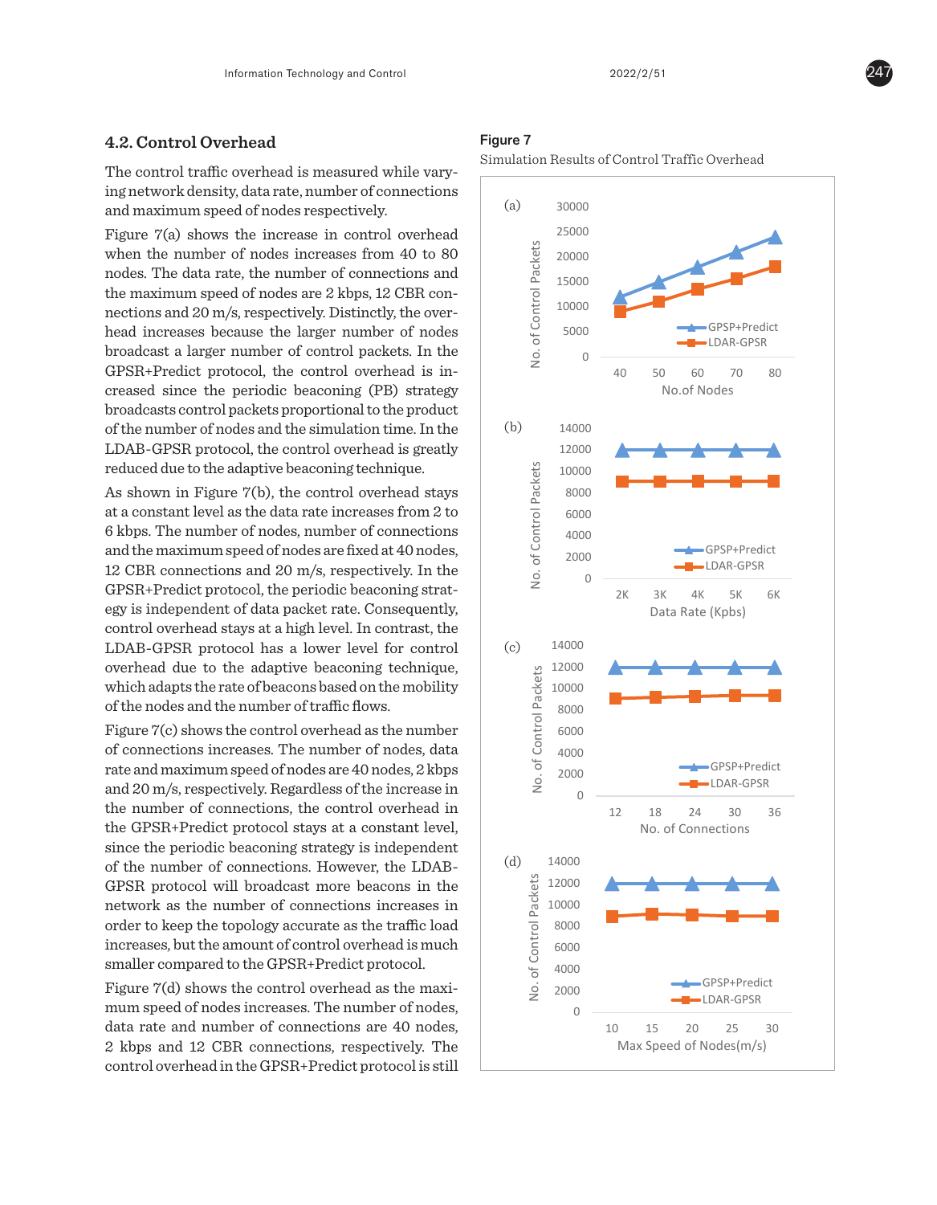### 4.2. Control Overhead

The control traffic overhead is measured while varying network density, data rate, number of connections and maximum speed of nodes respectively.

Figure 7(a) shows the increase in control overhead when the number of nodes increases from 40 to 80 nodes. The data rate, the number of connections and the maximum speed of nodes are 2 kbps, 12 CBR connections and 20 m/s, respectively. Distinctly, the overhead increases because the larger number of nodes broadcast a larger number of control packets. In the GPSR+Predict protocol, the control overhead is increased since the periodic beaconing (PB) strategy broadcasts control packets proportional to the product of the number of nodes and the simulation time. In the LDAB-GPSR protocol, the control overhead is greatly reduced due to the adaptive beaconing technique.

As shown in Figure 7(b), the control overhead stays at a constant level as the data rate increases from 2 to 6 kbps. The number of nodes, number of connections and the maximum speed of nodes are fixed at 40 nodes, 12 CBR connections and 20 m/s, respectively. In the GPSR+Predict protocol, the periodic beaconing strategy is independent of data packet rate. Consequently, control overhead stays at a high level. In contrast, the LDAB-GPSR protocol has a lower level for control overhead due to the adaptive beaconing technique, which adapts the rate of beacons based on the mobility of the nodes and the number of traffic flows.

Figure 7(c) shows the control overhead as the number of connections increases. The number of nodes, data rate and maximum speed of nodes are 40 nodes, 2 kbps and 20 m/s, respectively. Regardless of the increase in the number of connections, the control overhead in the GPSR+Predict protocol stays at a constant level, since the periodic beaconing strategy is independent of the number of connections. However, the LDAB-GPSR protocol will broadcast more beacons in the network as the number of connections increases in order to keep the topology accurate as the traffic load increases, but the amount of control overhead is much smaller compared to the GPSR+Predict protocol.

Figure 7(d) shows the control overhead as the maximum speed of nodes increases. The number of nodes, data rate and number of connections are 40 nodes, 2 kbps and 12 CBR connections, respectively. The control overhead in the GPSR+Predict protocol is still

**Figure 7**

Simulation Results of Control Traffic Overhead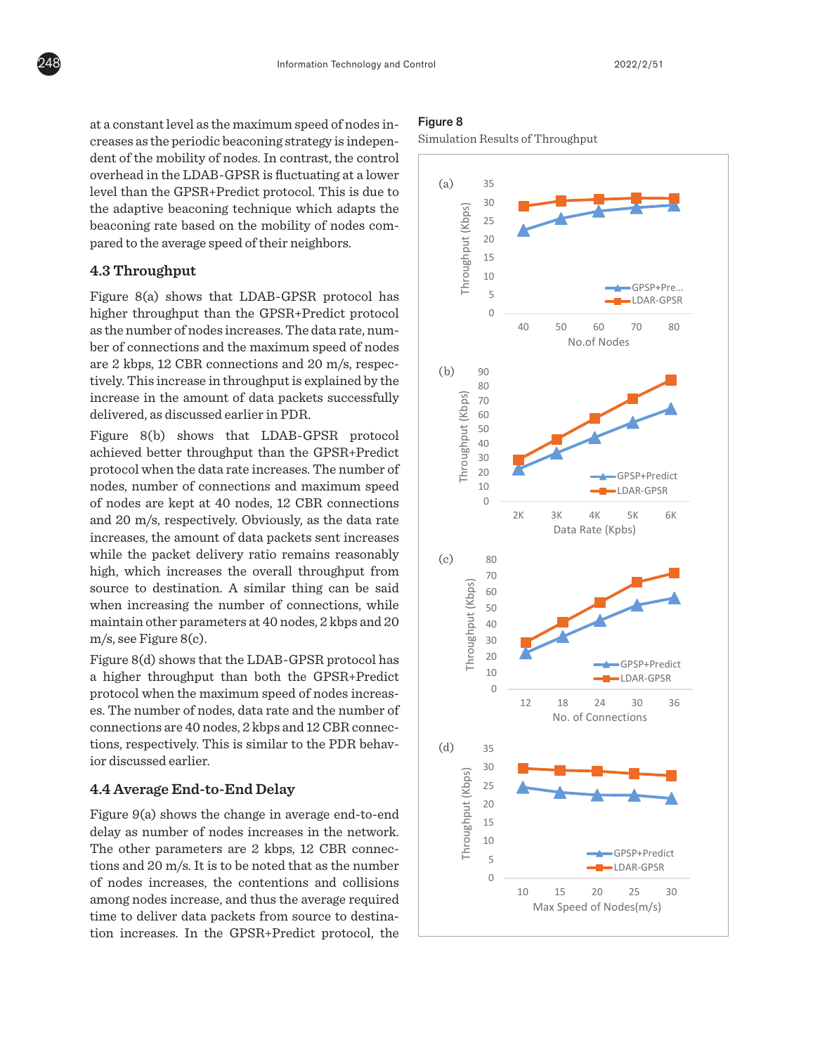at a constant level as the maximum speed of nodes increases as the periodic beaconing strategy is independent of the mobility of nodes. In contrast, the control overhead in the LDAB-GPSR is fluctuating at a lower level than the GPSR+Predict protocol. This is due to the adaptive beaconing technique which adapts the beaconing rate based on the mobility of nodes compared to the average speed of their neighbors.

### 4.3 Throughput

Figure 8(a) shows that LDAB-GPSR protocol has higher throughput than the GPSR+Predict protocol as the number of nodes increases. The data rate, number of connections and the maximum speed of nodes are 2 kbps, 12 CBR connections and 20 m/s, respectively. This increase in throughput is explained by the increase in the amount of data packets successfully delivered, as discussed earlier in PDR.

Figure 8(b) shows that LDAB-GPSR protocol achieved better throughput than the GPSR+Predict protocol when the data rate increases. The number of nodes, number of connections and maximum speed of nodes are kept at 40 nodes, 12 CBR connections and 20 m/s, respectively. Obviously, as the data rate increases, the amount of data packets sent increases while the packet delivery ratio remains reasonably high, which increases the overall throughput from source to destination. A similar thing can be said when increasing the number of connections, while maintain other parameters at 40 nodes, 2 kbps and 20 m/s, see Figure 8(c).

Figure 8(d) shows that the LDAB-GPSR protocol has a higher throughput than both the GPSR+Predict protocol when the maximum speed of nodes increases. The number of nodes, data rate and the number of connections are 40 nodes, 2 kbps and 12 CBR connections, respectively. This is similar to the PDR behavior discussed earlier.

### 4.4 Average End-to-End Delay

Figure 9(a) shows the change in average end-to-end delay as number of nodes increases in the network. The other parameters are 2 kbps, 12 CBR connections and 20 m/s. It is to be noted that as the number of nodes increases, the contentions and collisions among nodes increase, and thus the average required time to deliver data packets from source to destination increases. In the GPSR+Predict protocol, the

**Figure 8**

Simulation Results of Throughput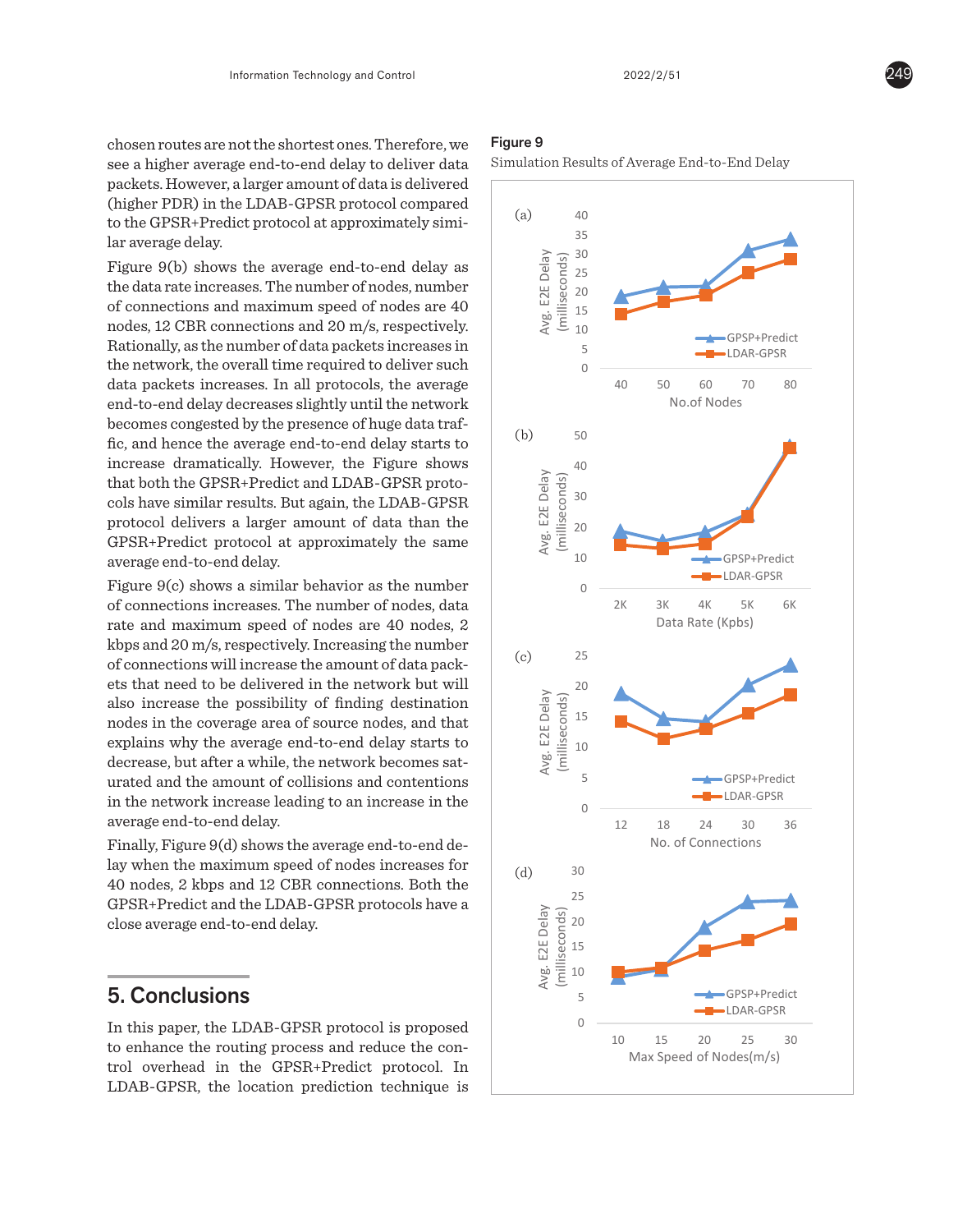chosen routes are not the shortest ones. Therefore, we see a higher average end-to-end delay to deliver data packets. However, a larger amount of data is delivered (higher PDR) in the LDAB-GPSR protocol compared to the GPSR+Predict protocol at approximately similar average delay.

Figure 9(b) shows the average end-to-end delay as the data rate increases. The number of nodes, number of connections and maximum speed of nodes are 40 nodes, 12 CBR connections and 20 m/s, respectively. Rationally, as the number of data packets increases in the network, the overall time required to deliver such data packets increases. In all protocols, the average end-to-end delay decreases slightly until the network becomes congested by the presence of huge data traffic, and hence the average end-to-end delay starts to increase dramatically. However, the Figure shows that both the GPSR+Predict and LDAB-GPSR protocols have similar results. But again, the LDAB-GPSR protocol delivers a larger amount of data than the GPSR+Predict protocol at approximately the same average end-to-end delay.

Figure 9(c) shows a similar behavior as the number of connections increases. The number of nodes, data rate and maximum speed of nodes are 40 nodes, 2 kbps and 20 m/s, respectively. Increasing the number of connections will increase the amount of data packets that need to be delivered in the network but will also increase the possibility of finding destination nodes in the coverage area of source nodes, and that explains why the average end-to-end delay starts to decrease, but after a while, the network becomes saturated and the amount of collisions and contentions in the network increase leading to an increase in the average end-to-end delay.

Finally, Figure 9(d) shows the average end-to-end delay when the maximum speed of nodes increases for 40 nodes, 2 kbps and 12 CBR connections. Both the GPSR+Predict and the LDAB-GPSR protocols have a close average end-to-end delay.

**Figure 9**

Simulation Results of Average End-to-End Delay

## 5. Conclusions

In this paper, the LDAB-GPSR protocol is proposed to enhance the routing process and reduce the control overhead in the GPSR+Predict protocol. In LDAB-GPSR, the location prediction technique is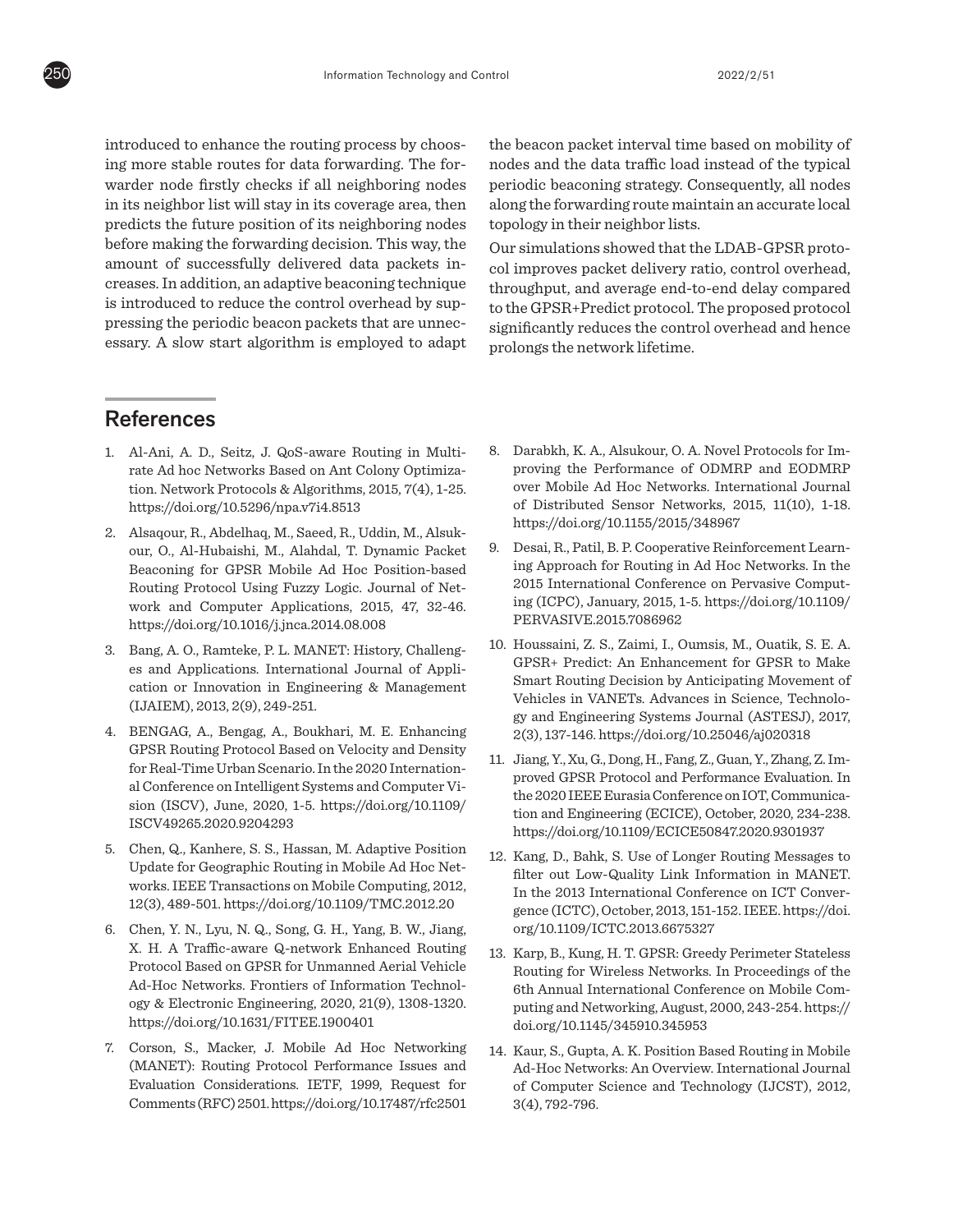introduced to enhance the routing process by choosing more stable routes for data forwarding. The forwarder node firstly checks if all neighboring nodes in its neighbor list will stay in its coverage area, then predicts the future position of its neighboring nodes before making the forwarding decision. This way, the amount of successfully delivered data packets increases. In addition, an adaptive beaconing technique is introduced to reduce the control overhead by suppressing the periodic beacon packets that are unnecessary. A slow start algorithm is employed to adapt the beacon packet interval time based on mobility of nodes and the data traffic load instead of the typical periodic beaconing strategy. Consequently, all nodes along the forwarding route maintain an accurate local topology in their neighbor lists.

Our simulations showed that the LDAB-GPSR protocol improves packet delivery ratio, control overhead, throughput, and average end-to-end delay compared to the GPSR+Predict protocol. The proposed protocol significantly reduces the control overhead and hence prolongs the network lifetime.

## References

1. Al-Ani, A. D., Seitz, J. QoS-aware Routing in Multi-rate Ad hoc Networks Based on Ant Colony Optimization. Network Protocols & Algorithms, 2015, 7(4), 1-25. https://doi.org/10.5296/npa.v7i4.8513
2. Alsaqour, R., Abdelhaq, M., Saeed, R., Uddin, M., Alsukour, O., Al-Hubaishi, M., Alahdal, T. Dynamic Packet Beaconing for GPSR Mobile Ad Hoc Position-based Routing Protocol Using Fuzzy Logic. Journal of Network and Computer Applications, 2015, 47, 32-46. https://doi.org/10.1016/j.jnca.2014.08.008
3. Bang, A. O., Ramteke, P. L. MANET: History, Challenges and Applications. International Journal of Application or Innovation in Engineering & Management (IJAIEM), 2013, 2(9), 249-251.
4. BENGAG, A., Bengag, A., Boukhari, M. E. Enhancing GPSR Routing Protocol Based on Velocity and Density for Real-Time Urban Scenario. In the 2020 International Conference on Intelligent Systems and Computer Vision (ISCV), June, 2020, 1-5. https://doi.org/10.1109/ISCV49265.2020.9204293
5. Chen, Q., Kanhere, S. S., Hassan, M. Adaptive Position Update for Geographic Routing in Mobile Ad Hoc Networks. IEEE Transactions on Mobile Computing, 2012, 12(3), 489-501. https://doi.org/10.1109/TMC.2012.20
6. Chen, Y. N., Lyu, N. Q., Song, G. H., Yang, B. W., Jiang, X. H. A Traffic-aware Q-network Enhanced Routing Protocol Based on GPSR for Unmanned Aerial Vehicle Ad-Hoc Networks. Frontiers of Information Technology & Electronic Engineering, 2020, 21(9), 1308-1320. https://doi.org/10.1631/FITEE.1900401
7. Corson, S., Macker, J. Mobile Ad Hoc Networking (MANET): Routing Protocol Performance Issues and Evaluation Considerations. IETF, 1999, Request for Comments (RFC) 2501. https://doi.org/10.17487/rfc2501
8. Darabkh, K. A., Alsukour, O. A. Novel Protocols for Improving the Performance of ODMRP and EODMRP over Mobile Ad Hoc Networks. International Journal of Distributed Sensor Networks, 2015, 11(10), 1-18. https://doi.org/10.1155/2015/348967
9. Desai, R., Patil, B. P. Cooperative Reinforcement Learning Approach for Routing in Ad Hoc Networks. In the 2015 International Conference on Pervasive Computing (ICPC), January, 2015, 1-5. https://doi.org/10.1109/PERVASIVE.2015.7086962
10. Houssaini, Z. S., Zaimi, I., Oumsis, M., Ouatik, S. E. A. GPSR+ Predict: An Enhancement for GPSR to Make Smart Routing Decision by Anticipating Movement of Vehicles in VANETs. Advances in Science, Technology and Engineering Systems Journal (ASTESJ), 2017, 2(3), 137-146. https://doi.org/10.25046/aj020318
11. Jiang, Y., Xu, G., Dong, H., Fang, Z., Guan, Y., Zhang, Z. Improved GPSR Protocol and Performance Evaluation. In the 2020 IEEE Eurasia Conference on IOT, Communication and Engineering (ECICE), October, 2020, 234-238. https://doi.org/10.1109/ECICE50847.2020.9301937
12. Kang, D., Bahk, S. Use of Longer Routing Messages to filter out Low-Quality Link Information in MANET. In the 2013 International Conference on ICT Convergence (ICTC), October, 2013, 151-152. IEEE. https://doi.org/10.1109/ICTC.2013.6675327
13. Karp, B., Kung, H. T. GPSR: Greedy Perimeter Stateless Routing for Wireless Networks. In Proceedings of the 6th Annual International Conference on Mobile Computing and Networking, August, 2000, 243-254. https://doi.org/10.1145/345910.345953
14. Kaur, S., Gupta, A. K. Position Based Routing in Mobile Ad-Hoc Networks: An Overview. International Journal of Computer Science and Technology (IJCST), 2012, 3(4), 792-796.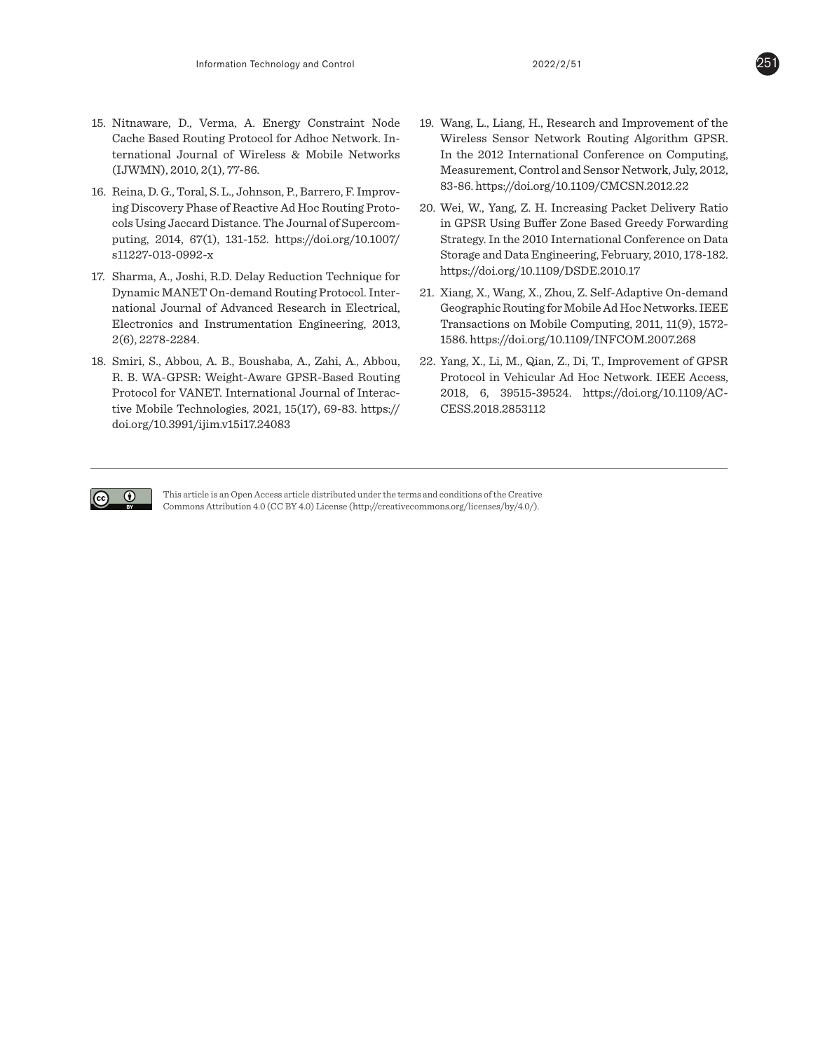15. Nitnaware, D., Verma, A. Energy Constraint Node Cache Based Routing Protocol for Adhoc Network. International Journal of Wireless & Mobile Networks (IJWMN), 2010, 2(1), 77-86.

16. Reina, D. G., Toral, S. L., Johnson, P., Barrero, F. Improving Discovery Phase of Reactive Ad Hoc Routing Protocols Using Jaccard Distance. The Journal of Supercomputing, 2014, 67(1), 131-152. https://doi.org/10.1007/s11227-013-0992-x

17. Sharma, A., Joshi, R.D. Delay Reduction Technique for Dynamic MANET On-demand Routing Protocol. International Journal of Advanced Research in Electrical, Electronics and Instrumentation Engineering, 2013, 2(6), 2278-2284.

18. Smiri, S., Abbou, A. B., Boushaba, A., Zahi, A., Abbou, R. B. WA-GPSR: Weight-Aware GPSR-Based Routing Protocol for VANET. International Journal of Interactive Mobile Technologies, 2021, 15(17), 69-83. https://doi.org/10.3991/ijim.v15i17.24083

19. Wang, L., Liang, H., Research and Improvement of the Wireless Sensor Network Routing Algorithm GPSR. In the 2012 International Conference on Computing, Measurement, Control and Sensor Network, July, 2012, 83-86. https://doi.org/10.1109/CMCSN.2012.22

20. Wei, W., Yang, Z. H. Increasing Packet Delivery Ratio in GPSR Using Buffer Zone Based Greedy Forwarding Strategy. In the 2010 International Conference on Data Storage and Data Engineering, February, 2010, 178-182. https://doi.org/10.1109/DSDE.2010.17

21. Xiang, X., Wang, X., Zhou, Z. Self-Adaptive On-demand Geographic Routing for Mobile Ad Hoc Networks. IEEE Transactions on Mobile Computing, 2011, 11(9), 1572-1586. https://doi.org/10.1109/INFCOM.2007.268

22. Yang, X., Li, M., Qian, Z., Di, T., Improvement of GPSR Protocol in Vehicular Ad Hoc Network. IEEE Access, 2018, 6, 39515-39524. https://doi.org/10.1109/ACCESS.2018.2853112

This article is an Open Access article distributed under the terms and conditions of the Creative Commons Attribution 4.0 (CC BY 4.0) License (http://creativecommons.org/licenses/by/4.0/).